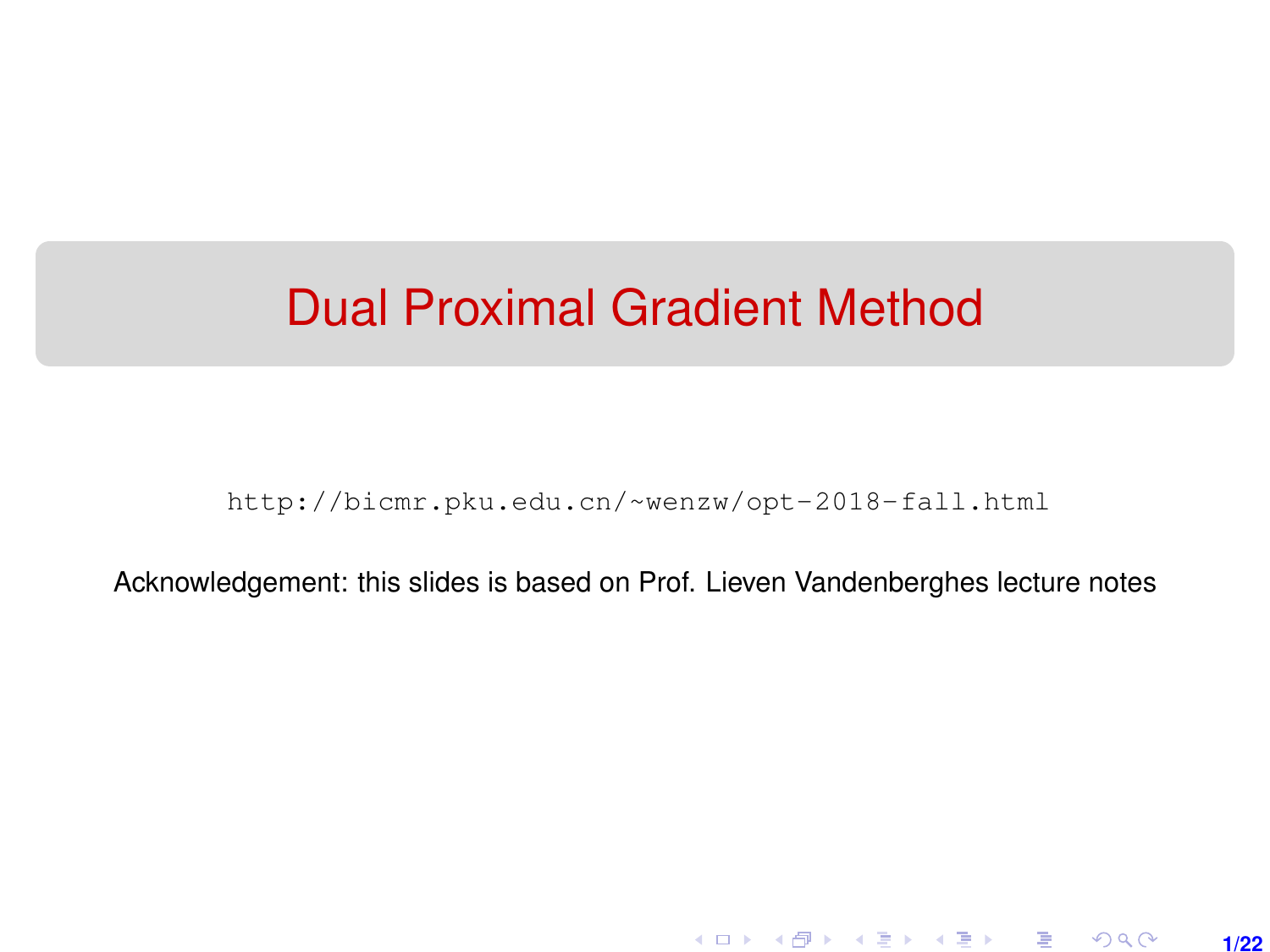# Dual Proximal Gradient Method

http://bicmr.pku.edu.cn/~wenzw/opt-2018-fall.html

Acknowledgement: this slides is based on Prof. Lieven Vandenberghes lecture notes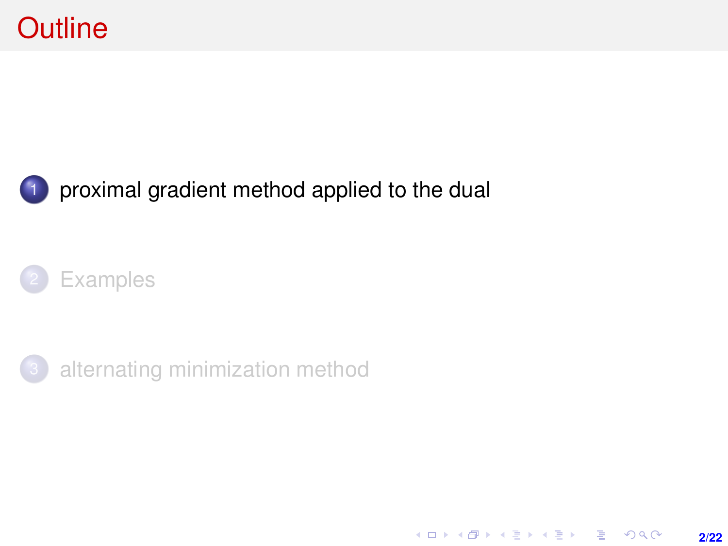# Outline

1. proximal gradient method applied to the dual

2. Examples

3. alternating minimization method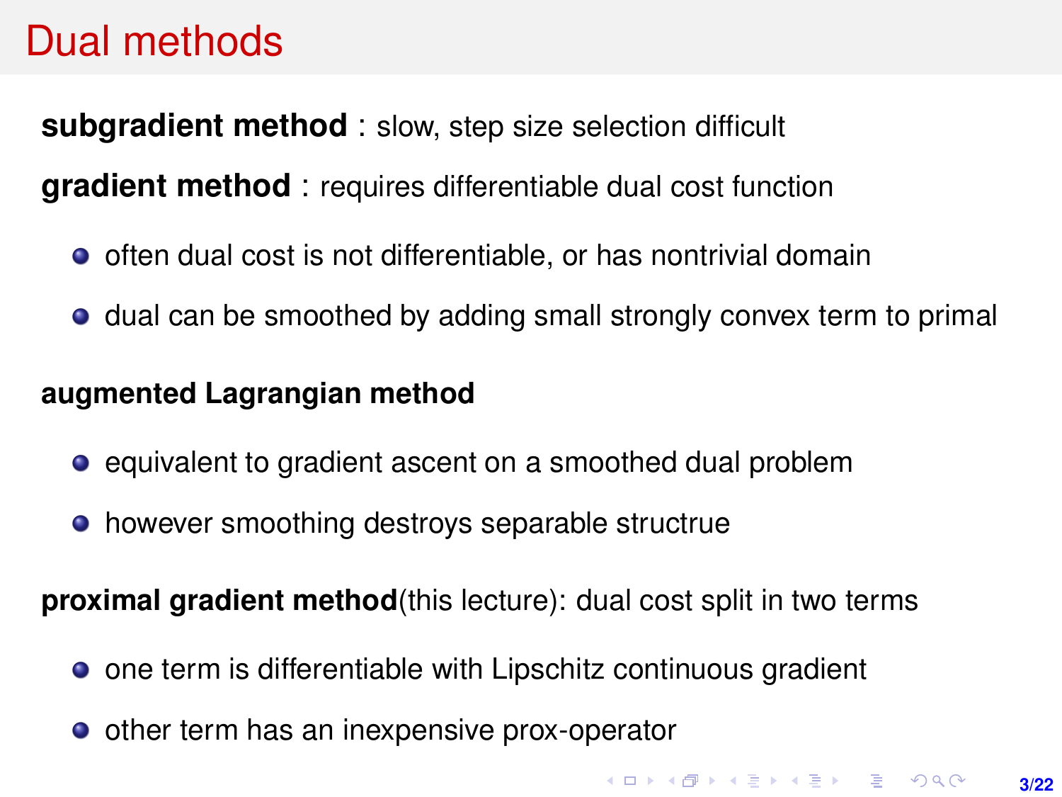# Dual methods

**subgradient method** : slow, step size selection difficult

**gradient method** : requires differentiable dual cost function

- often dual cost is not differentiable, or has nontrivial domain
- dual can be smoothed by adding small strongly convex term to primal

**augmented Lagrangian method**

- equivalent to gradient ascent on a smoothed dual problem
- however smoothing destroys separable structrue

**proximal gradient method**(this lecture): dual cost split in two terms

- one term is differentiable with Lipschitz continuous gradient
- other term has an inexpensive prox-operator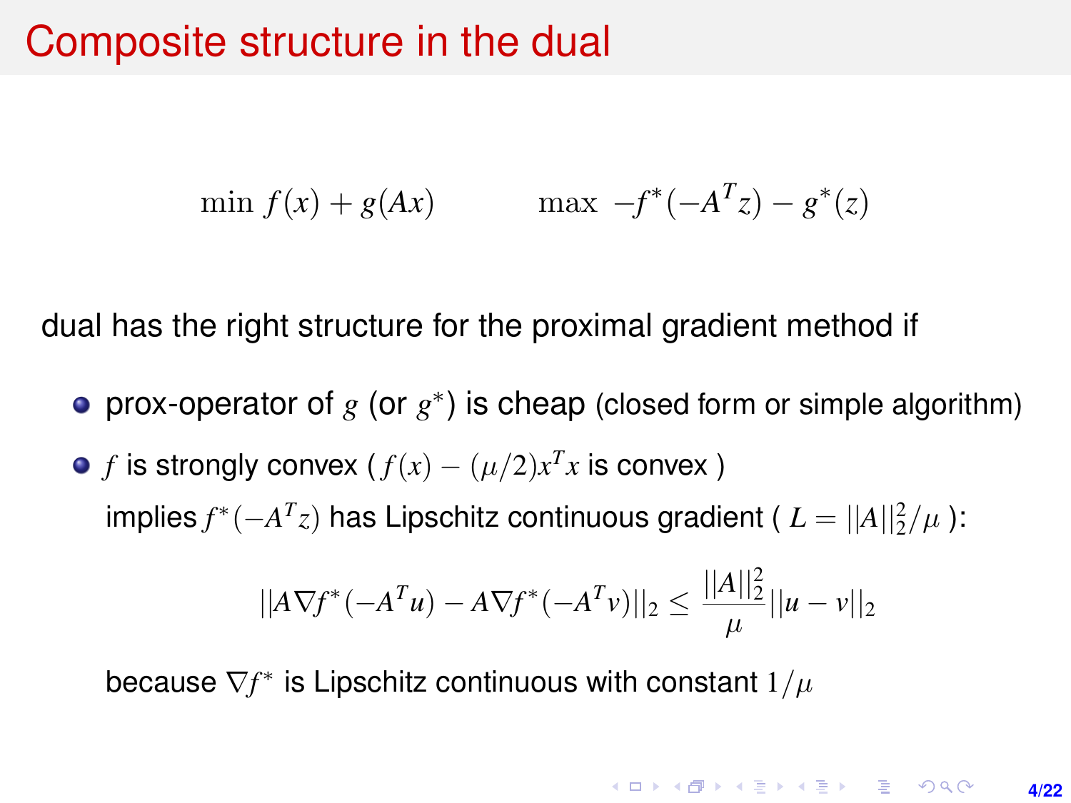# Composite structure in the dual

$$\min\ f(x) + g(Ax) \qquad\qquad \max\ -f^*(-A^Tz) - g^*(z)$$

dual has the right structure for the proximal gradient method if

- prox-operator of $g$ (or $g^*$) is cheap (closed form or simple algorithm)
- $f$ is strongly convex ( $f(x) - (\mu/2)x^Tx$ is convex )

  implies $f^*(-A^Tz)$ has Lipschitz continuous gradient ( $L = ||A||_2^2/\mu$ ):

$$||A\nabla f^*(-A^Tu) - A\nabla f^*(-A^Tv)||_2 \leq \frac{||A||_2^2}{\mu}||u - v||_2$$

  because $\nabla f^*$ is Lipschitz continuous with constant $1/\mu$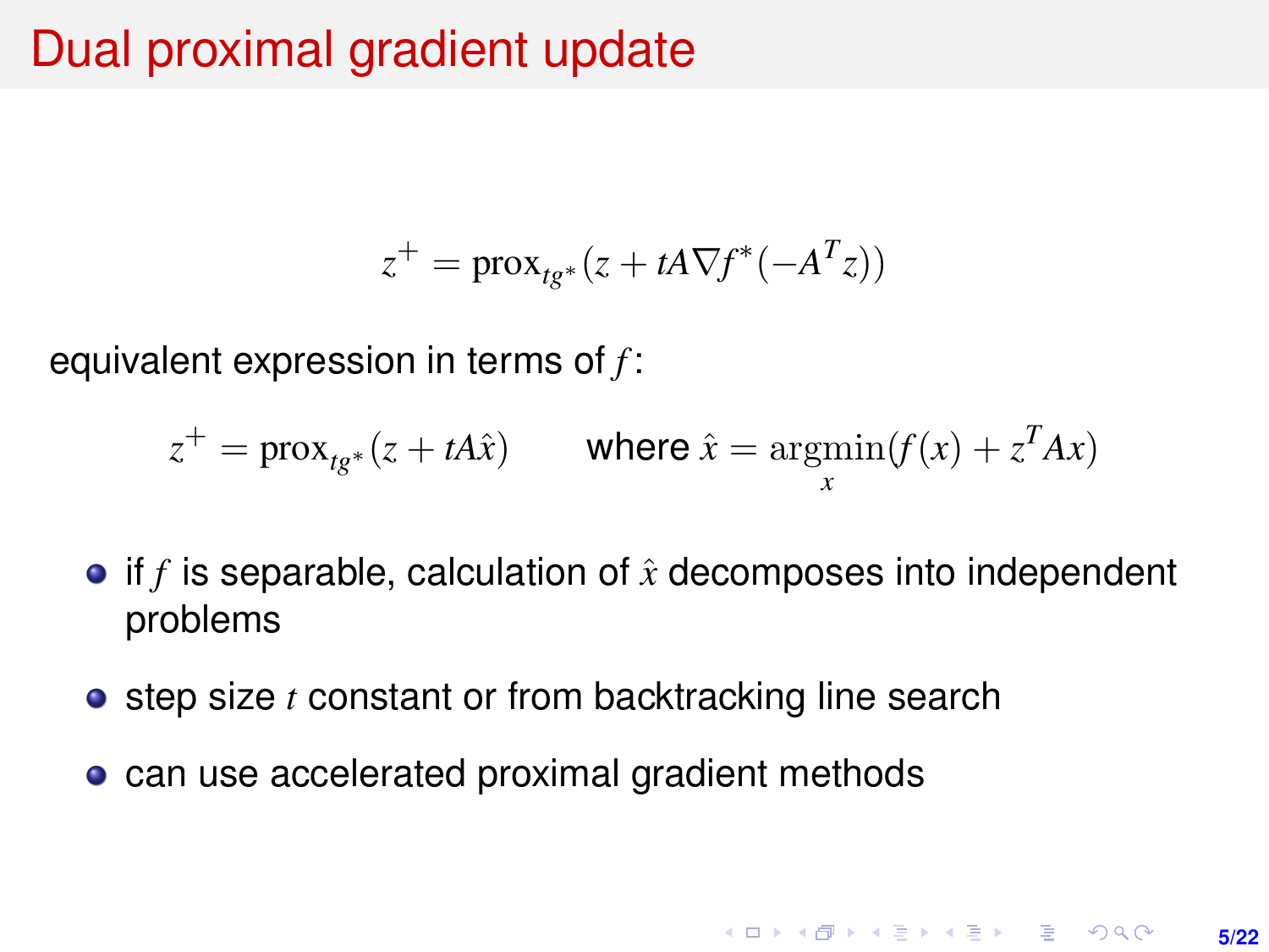# Dual proximal gradient update

$$z^+ = \mathrm{prox}_{tg^*}(z + tA\nabla f^*(-A^T z))$$

equivalent expression in terms of $f$:

$$z^+ = \mathrm{prox}_{tg^*}(z + tA\hat{x}) \qquad \text{where } \hat{x} = \underset{x}{\mathrm{argmin}}(f(x) + z^T A x)$$

- if $f$ is separable, calculation of $\hat{x}$ decomposes into independent problems
- step size $t$ constant or from backtracking line search
- can use accelerated proximal gradient methods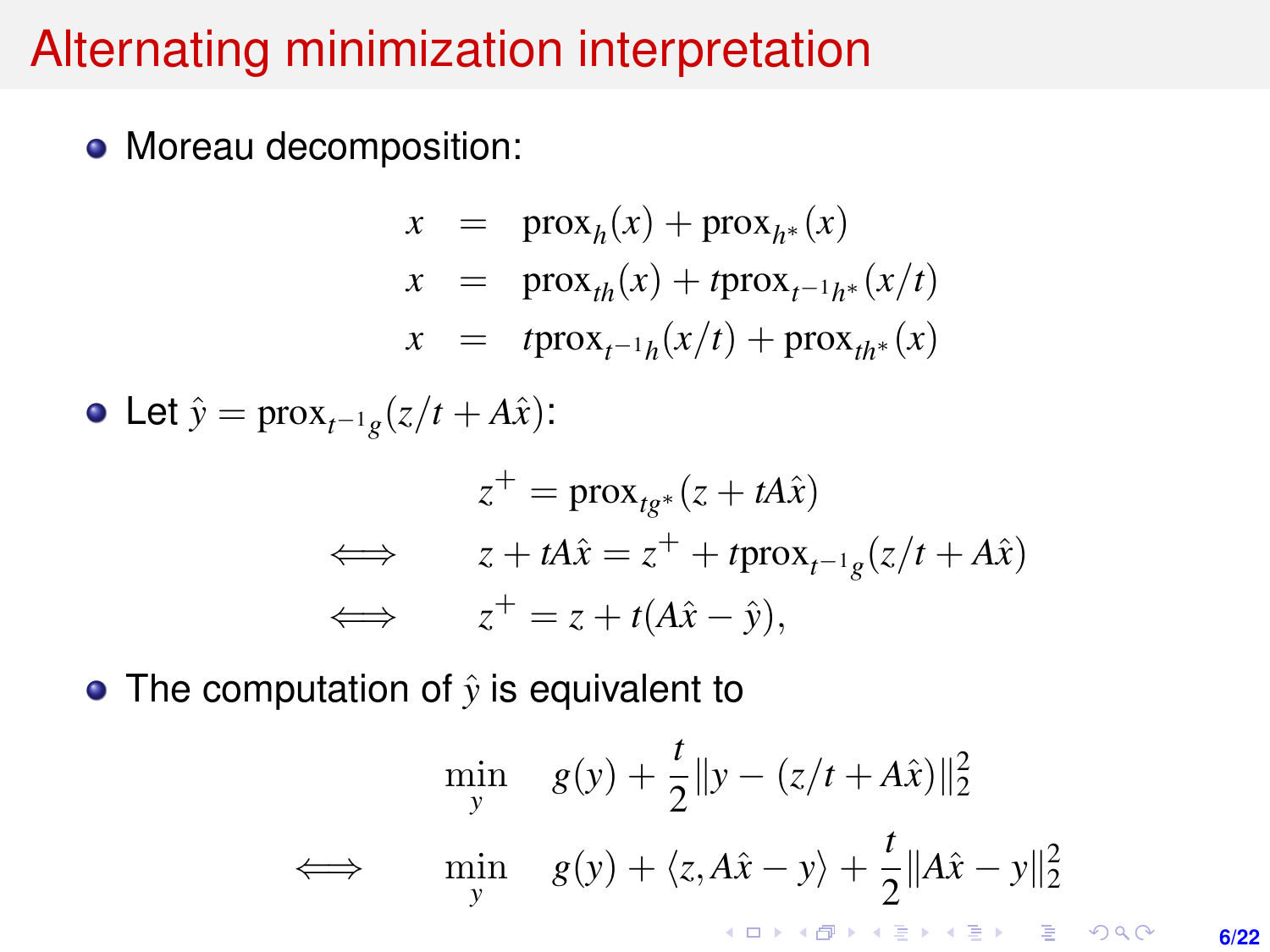# Alternating minimization interpretation

- Moreau decomposition:

$$
\begin{aligned}
x &= \text{prox}_h(x) + \text{prox}_{h^*}(x) \\
x &= \text{prox}_{th}(x) + t\text{prox}_{t^{-1}h^*}(x/t) \\
x &= t\text{prox}_{t^{-1}h}(x/t) + \text{prox}_{th^*}(x)
\end{aligned}
$$

- Let $\hat{y} = \text{prox}_{t^{-1}g}(z/t + A\hat{x})$:

$$
\begin{aligned}
& z^+ = \text{prox}_{tg^*}(z + tA\hat{x}) \\
\iff \quad & z + tA\hat{x} = z^+ + t\text{prox}_{t^{-1}g}(z/t + A\hat{x}) \\
\iff \quad & z^+ = z + t(A\hat{x} - \hat{y}),
\end{aligned}
$$

- The computation of $\hat{y}$ is equivalent to

$$
\begin{aligned}
& \min_y \quad g(y) + \frac{t}{2}\|y - (z/t + A\hat{x})\|_2^2 \\
\iff \quad & \min_y \quad g(y) + \langle z, A\hat{x} - y\rangle + \frac{t}{2}\|A\hat{x} - y\|_2^2
\end{aligned}
$$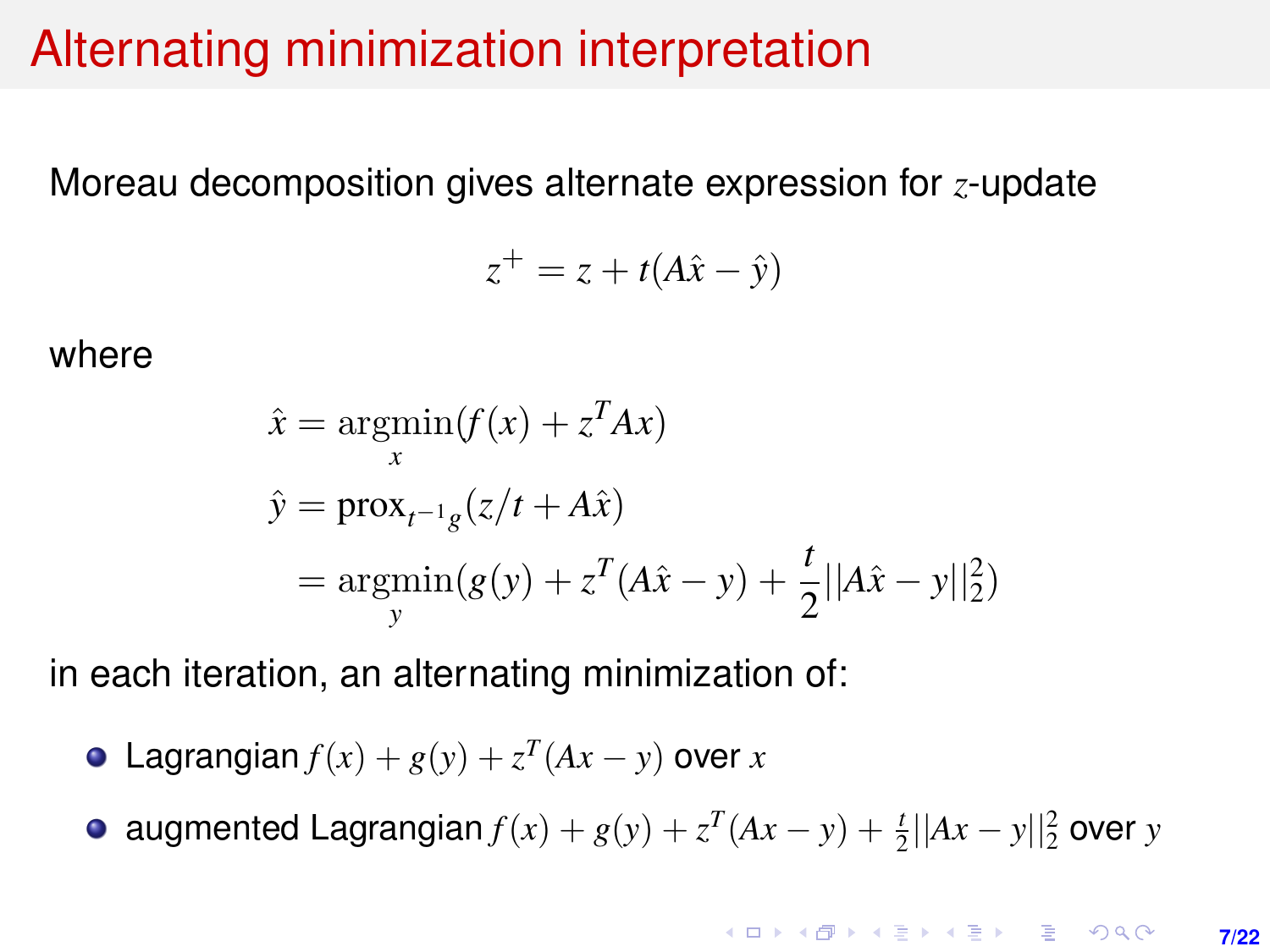# Alternating minimization interpretation

Moreau decomposition gives alternate expression for $z$-update

$$z^+ = z + t(A\hat{x} - \hat{y})$$

where

$$\begin{aligned}
\hat{x} &= \underset{x}{\operatorname{argmin}}(f(x) + z^T Ax) \\
\hat{y} &= \operatorname{prox}_{t^{-1}g}(z/t + A\hat{x}) \\
&= \underset{y}{\operatorname{argmin}}(g(y) + z^T(A\hat{x} - y) + \frac{t}{2}||A\hat{x} - y||_2^2)
\end{aligned}$$

in each iteration, an alternating minimization of:

- Lagrangian $f(x) + g(y) + z^T(Ax - y)$ over $x$
- augmented Lagrangian $f(x) + g(y) + z^T(Ax - y) + \frac{t}{2}||Ax - y||_2^2$ over $y$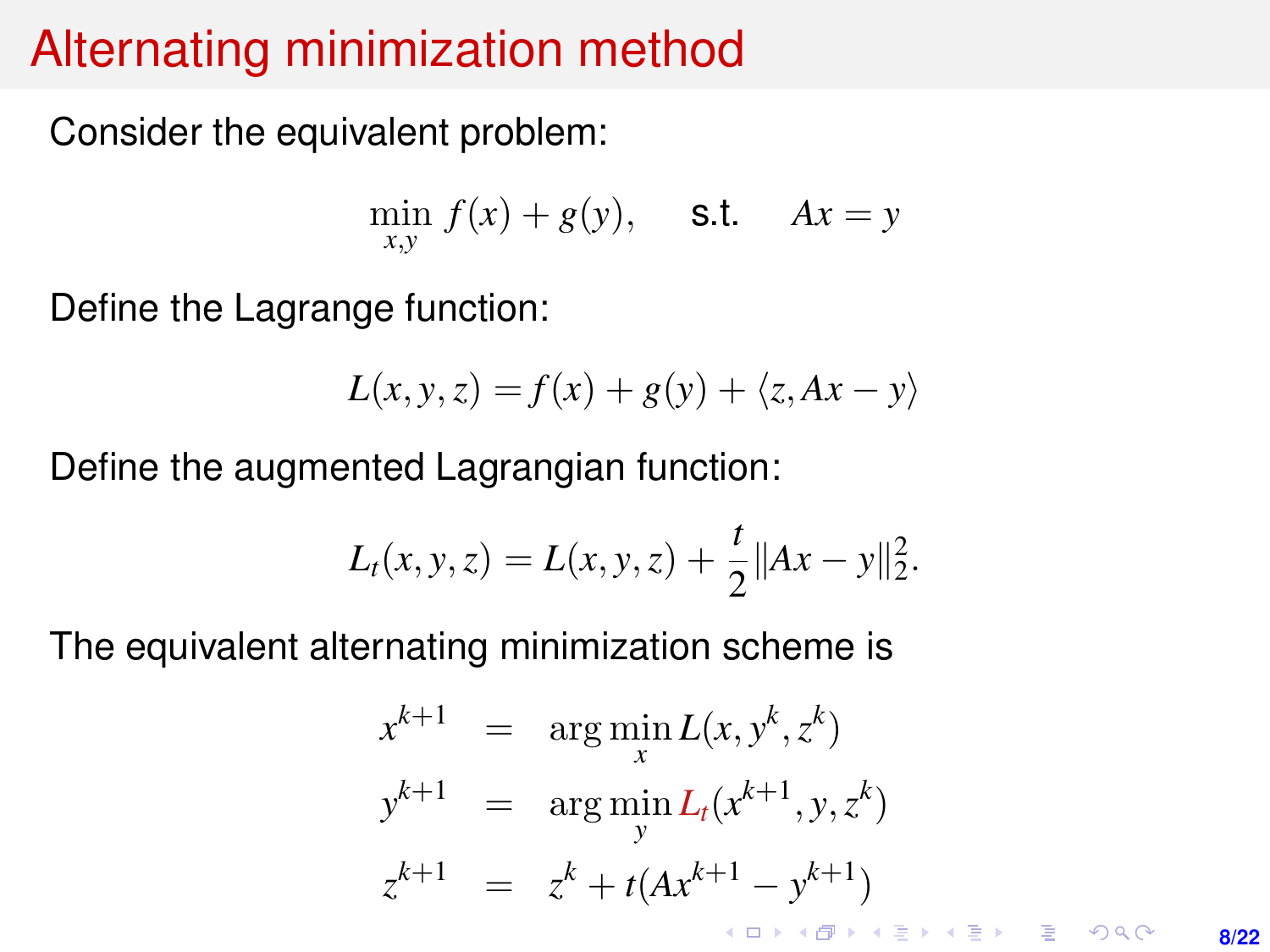# Alternating minimization method

Consider the equivalent problem:

$$\min_{x,y} f(x) + g(y), \quad \text{s.t.} \quad Ax = y$$

Define the Lagrange function:

$$L(x, y, z) = f(x) + g(y) + \langle z, Ax - y \rangle$$

Define the augmented Lagrangian function:

$$L_t(x, y, z) = L(x, y, z) + \frac{t}{2} \|Ax - y\|_2^2.$$

The equivalent alternating minimization scheme is

$$\begin{aligned}
x^{k+1} &= \arg\min_x L(x, y^k, z^k) \\
y^{k+1} &= \arg\min_y L_t(x^{k+1}, y, z^k) \\
z^{k+1} &= z^k + t(Ax^{k+1} - y^{k+1})
\end{aligned}$$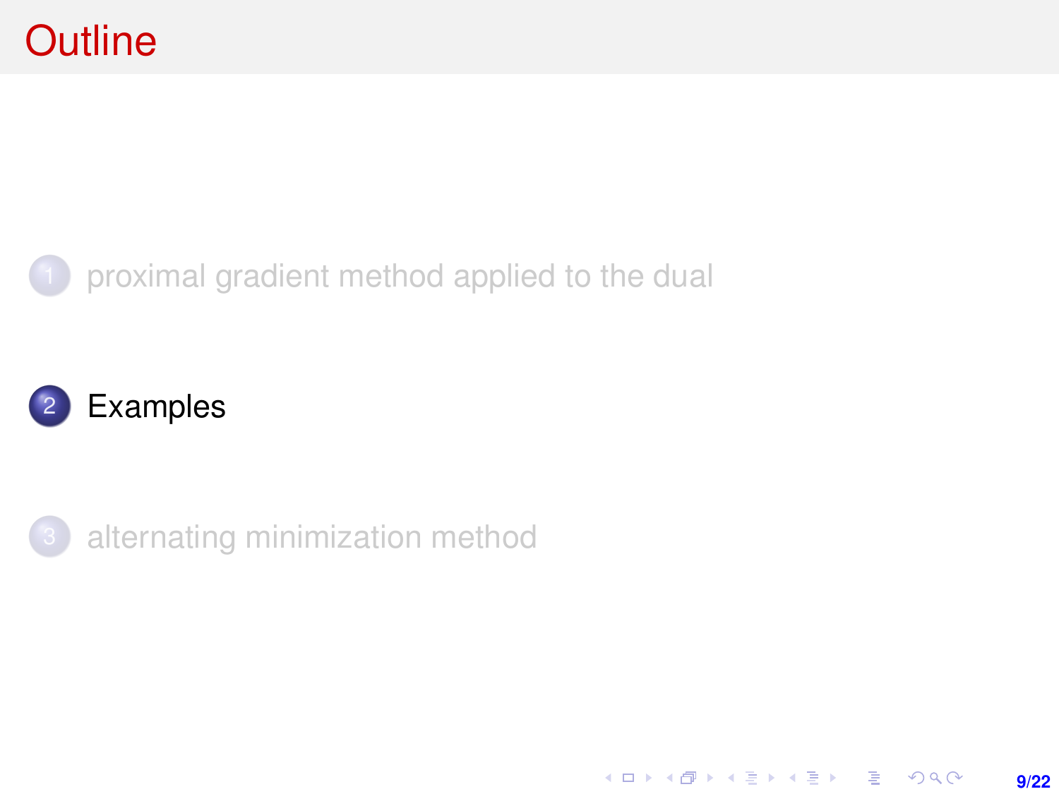# Outline

1. proximal gradient method applied to the dual
2. Examples
3. alternating minimization method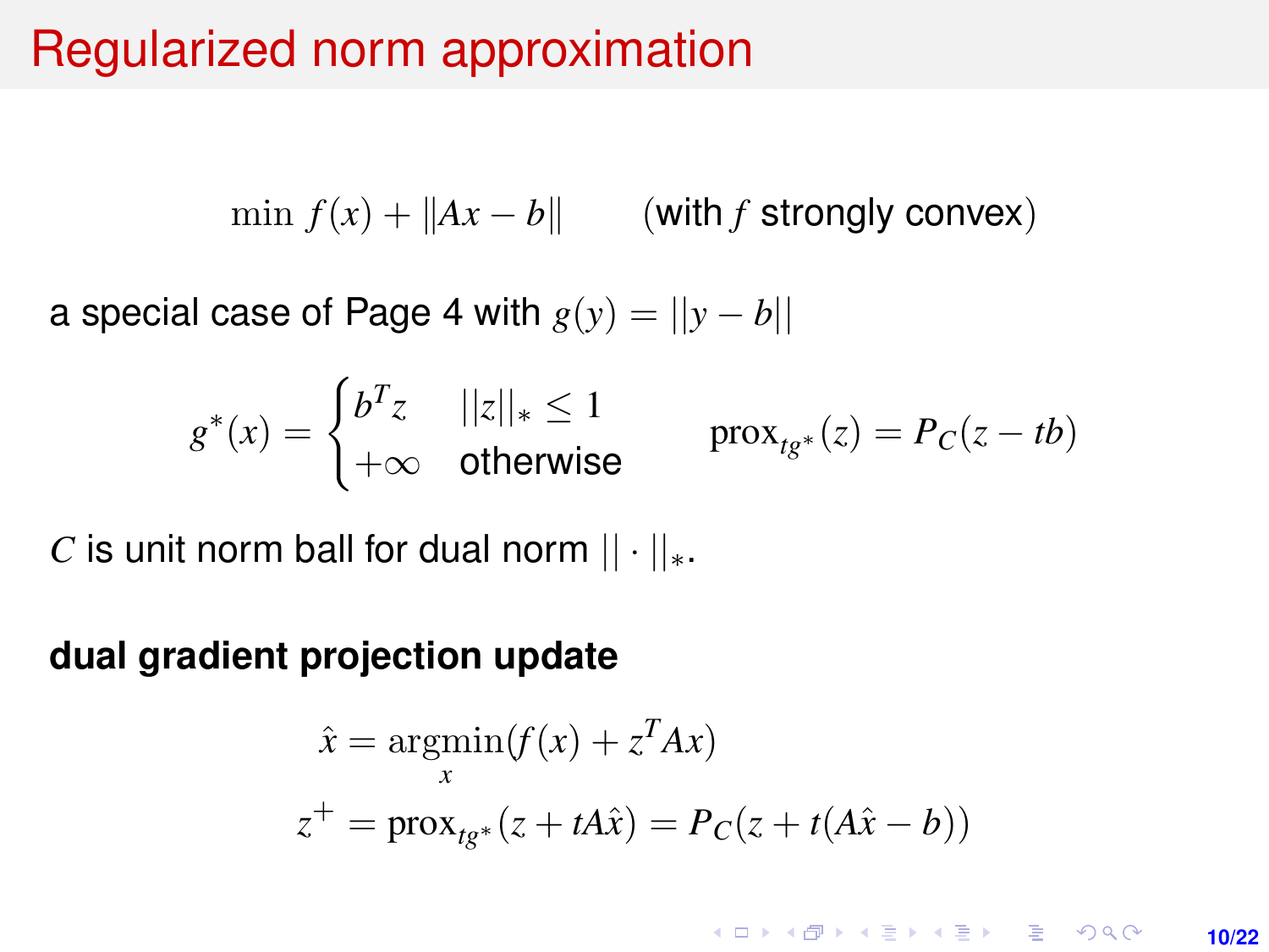# Regularized norm approximation

$$\min f(x) + \|Ax - b\| \qquad \text{(with } f \text{ strongly convex)}$$

a special case of Page 4 with $g(y) = ||y - b||$

$$g^*(x) = \begin{cases} b^T z & ||z||_* \leq 1 \\ +\infty & \text{otherwise} \end{cases} \qquad \text{prox}_{tg^*}(z) = P_C(z - tb)$$

$C$ is unit norm ball for dual norm $|| \cdot ||_*$.

**dual gradient projection update**

$$\hat{x} = \underset{x}{\text{argmin}}(f(x) + z^T Ax)$$

$$z^+ = \text{prox}_{tg^*}(z + tA\hat{x}) = P_C(z + t(A\hat{x} - b))$$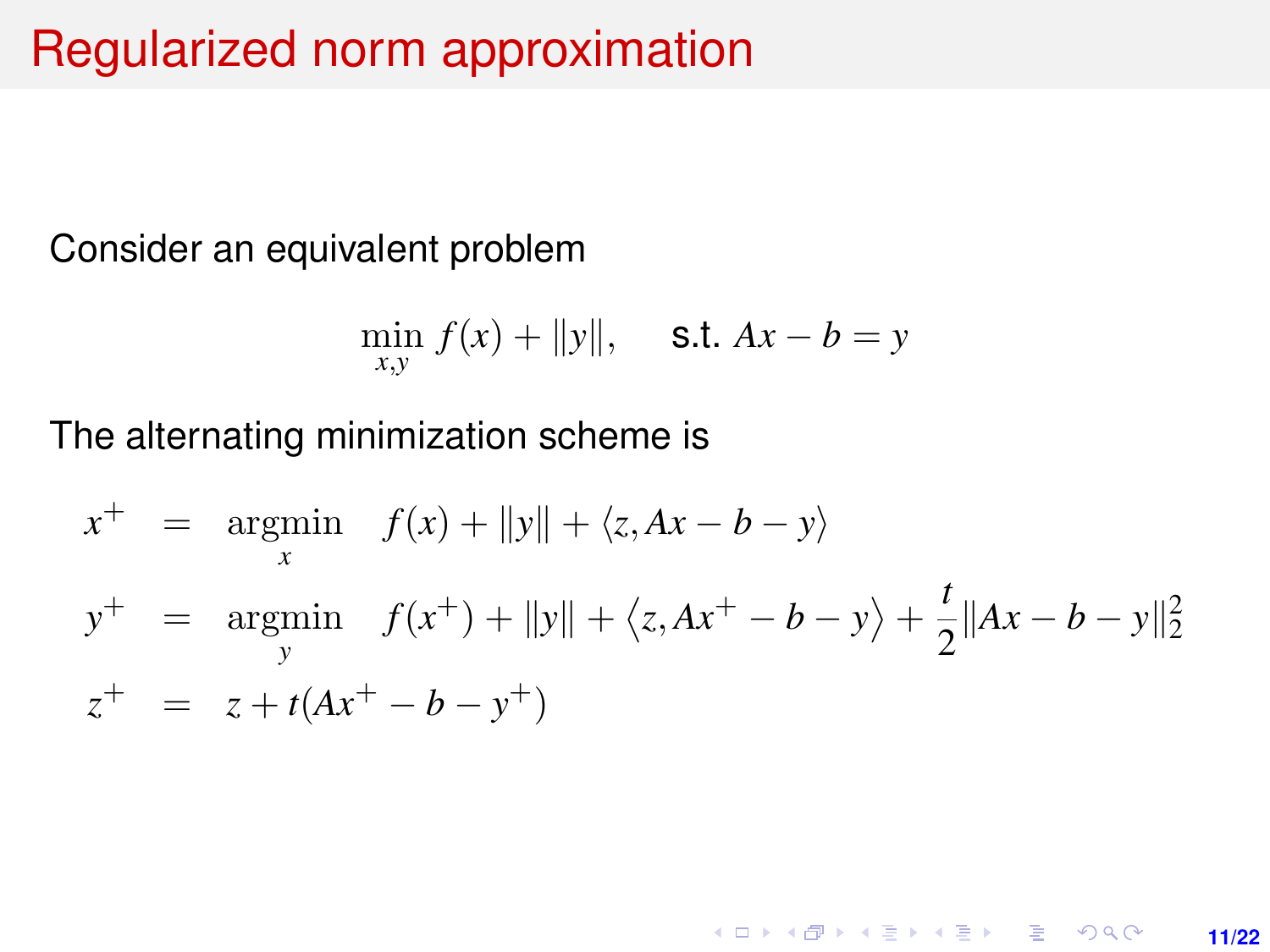# Regularized norm approximation

Consider an equivalent problem

$$\min_{x,y} f(x) + \|y\|, \quad \text{s.t. } Ax - b = y$$

The alternating minimization scheme is

$$
\begin{aligned}
x^+ &= \underset{x}{\text{argmin}} \quad f(x) + \|y\| + \langle z, Ax - b - y \rangle \\
y^+ &= \underset{y}{\text{argmin}} \quad f(x^+) + \|y\| + \left\langle z, Ax^+ - b - y \right\rangle + \frac{t}{2}\|Ax - b - y\|_2^2 \\
z^+ &= z + t(Ax^+ - b - y^+)
\end{aligned}
$$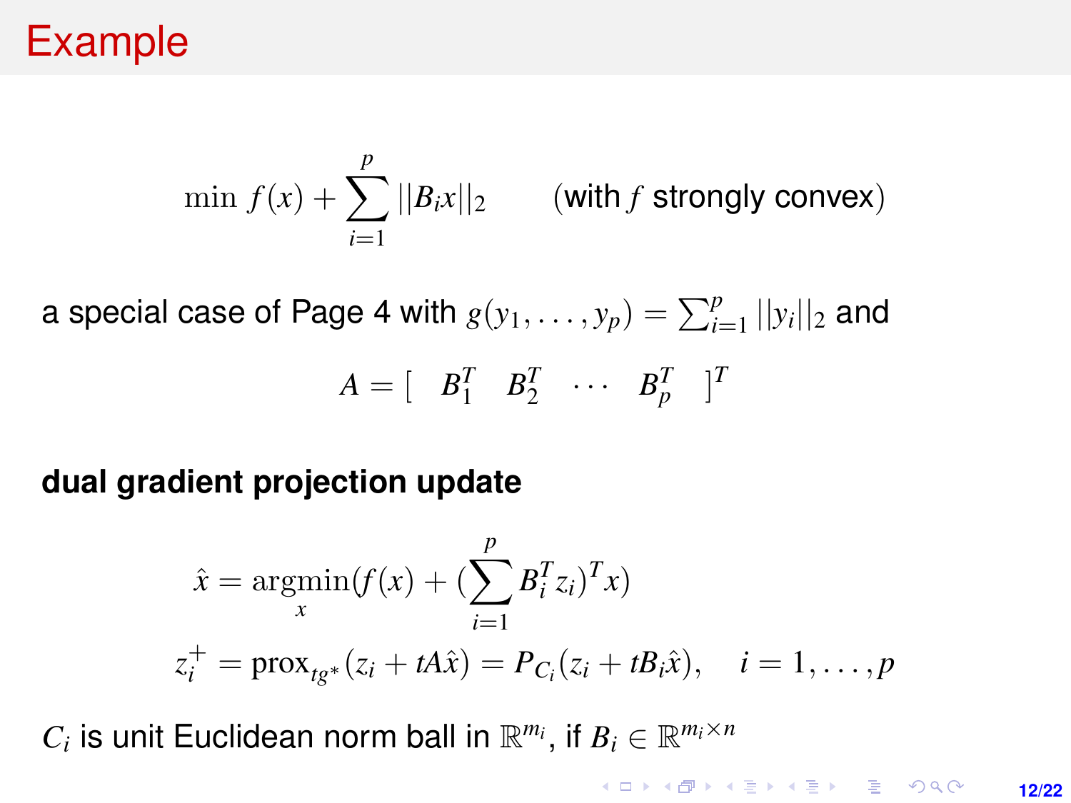# Example

$$\min \ f(x) + \sum_{i=1}^{p} ||B_i x||_2 \qquad \text{(with } f \text{ strongly convex)}$$

a special case of Page 4 with $g(y_1, \ldots, y_p) = \sum_{i=1}^{p} ||y_i||_2$ and

$$A = \begin{bmatrix} B_1^T & B_2^T & \cdots & B_p^T \end{bmatrix}^T$$

**dual gradient projection update**

$$\hat{x} = \operatorname*{argmin}_x (f(x) + (\sum_{i=1}^{p} B_i^T z_i)^T x)$$

$$z_i^+ = \text{prox}_{tg^*}(z_i + tA\hat{x}) = P_{C_i}(z_i + tB_i\hat{x}), \quad i = 1, \ldots, p$$

$C_i$ is unit Euclidean norm ball in $\mathbb{R}^{m_i}$, if $B_i \in \mathbb{R}^{m_i \times n}$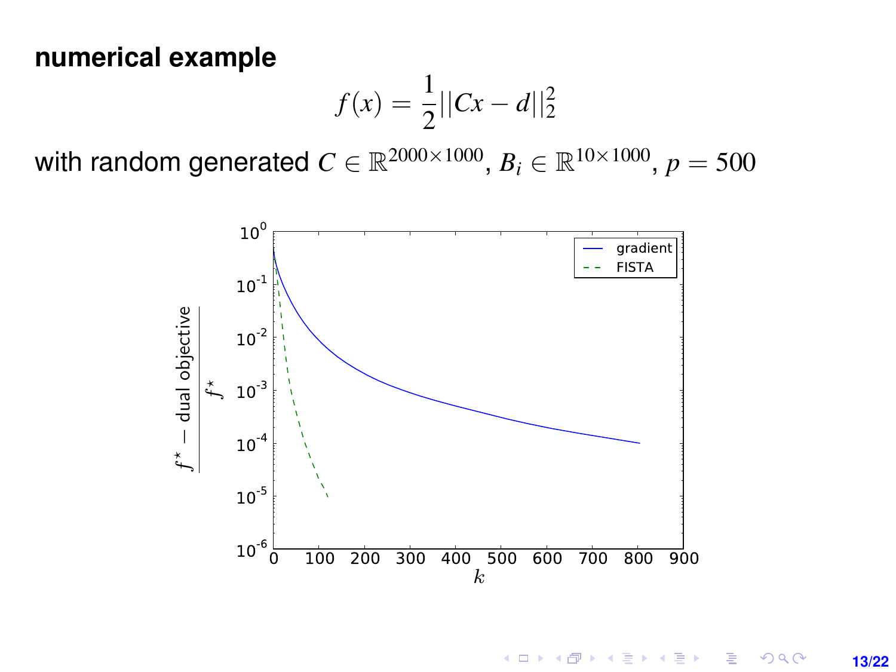**numerical example**

$$f(x) = \frac{1}{2}||Cx - d||_2^2$$

with random generated $C \in \mathbb{R}^{2000\times 1000}$, $B_i \in \mathbb{R}^{10\times 1000}$, $p = 500$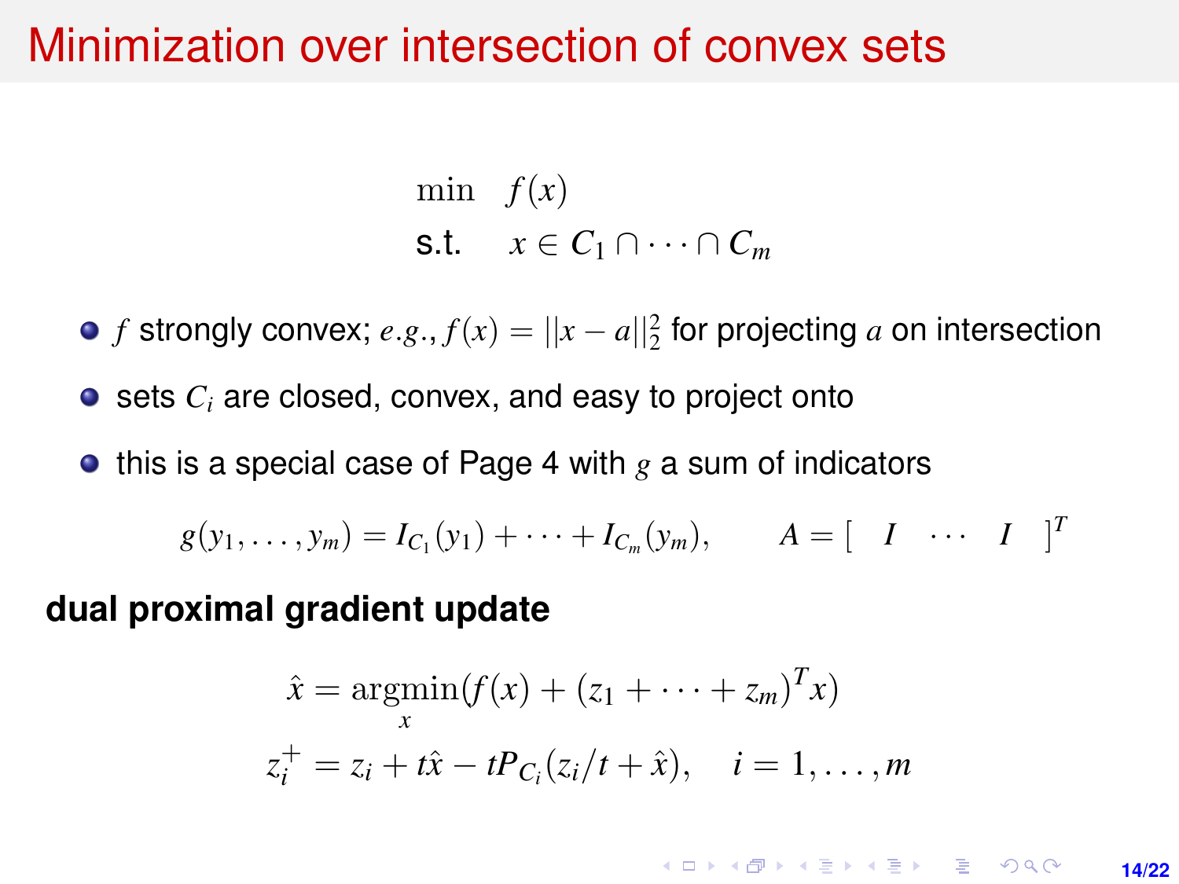# Minimization over intersection of convex sets

$$
\begin{array}{ll}
\min & f(x) \\
\text{s.t.} & x \in C_1 \cap \cdots \cap C_m
\end{array}
$$

- $f$ strongly convex; $e.g.$, $f(x) = ||x - a||_2^2$ for projecting $a$ on intersection
- sets $C_i$ are closed, convex, and easy to project onto
- this is a special case of Page 4 with $g$ a sum of indicators

$$
g(y_1, \ldots, y_m) = I_{C_1}(y_1) + \cdots + I_{C_m}(y_m), \qquad A = [\begin{array}{ccc} I & \cdots & I \end{array}]^T
$$

**dual proximal gradient update**

$$
\hat{x} = \underset{x}{\operatorname{argmin}}(f(x) + (z_1 + \cdots + z_m)^T x)
$$

$$
z_i^+ = z_i + t\hat{x} - tP_{C_i}(z_i/t + \hat{x}), \quad i = 1, \ldots, m
$$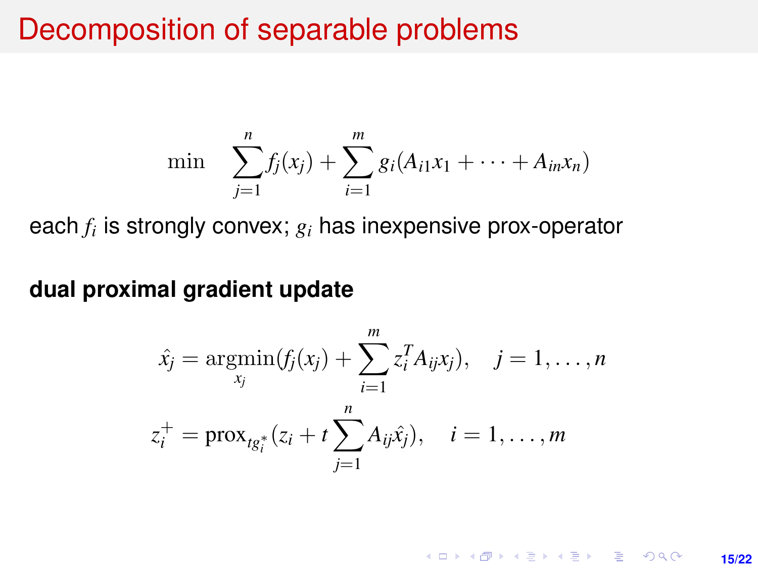# Decomposition of separable problems

$$
\min \quad \sum_{j=1}^{n} f_j(x_j) + \sum_{i=1}^{m} g_i(A_{i1}x_1 + \cdots + A_{in}x_n)
$$

each $f_i$ is strongly convex; $g_i$ has inexpensive prox-operator

**dual proximal gradient update**

$$
\hat{x}_j = \underset{x_j}{\operatorname{argmin}}(f_j(x_j) + \sum_{i=1}^{m} z_i^T A_{ij} x_j), \quad j = 1, \ldots, n
$$

$$
z_i^+ = \operatorname{prox}_{t g_i^*}(z_i + t \sum_{j=1}^{n} A_{ij} \hat{x}_j), \quad i = 1, \ldots, m
$$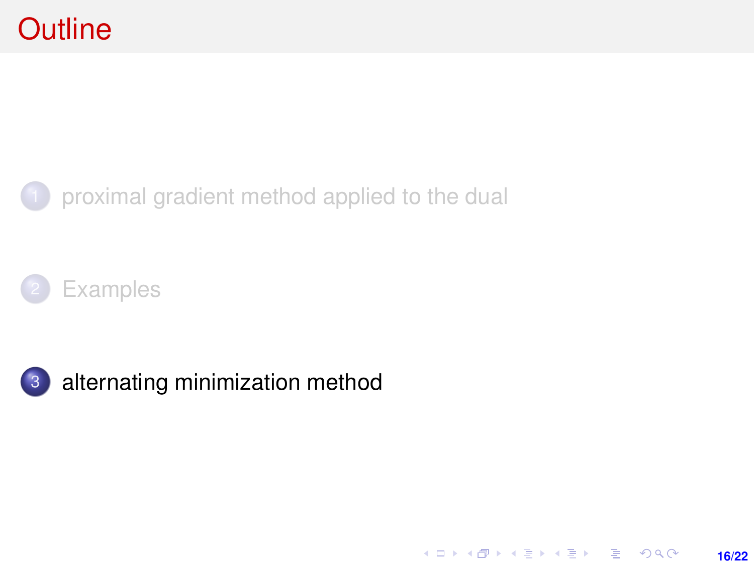# Outline

1. proximal gradient method applied to the dual

2. Examples

3. alternating minimization method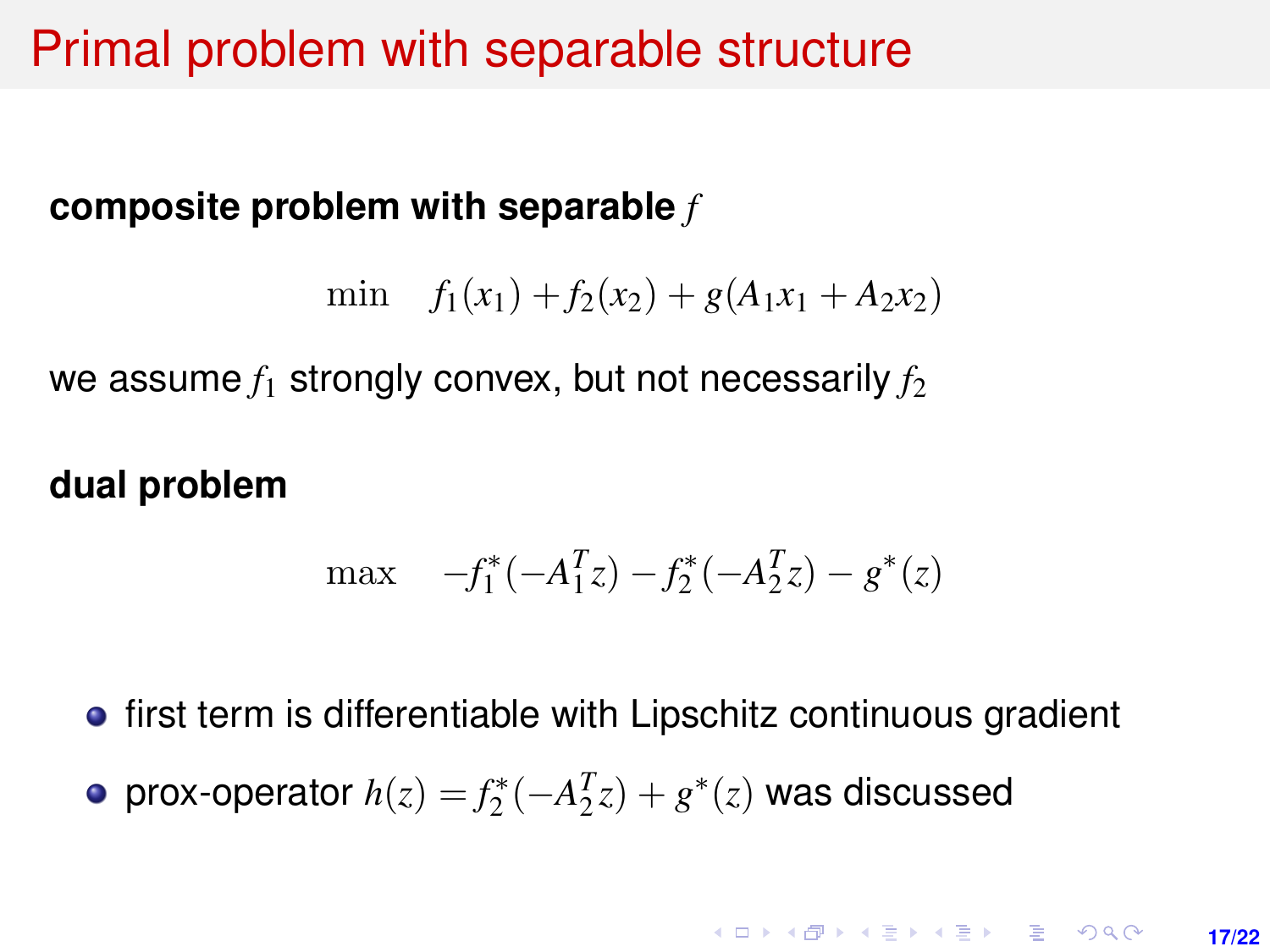# Primal problem with separable structure

**composite problem with separable $f$**

$$\min \quad f_1(x_1) + f_2(x_2) + g(A_1 x_1 + A_2 x_2)$$

we assume $f_1$ strongly convex, but not necessarily $f_2$

**dual problem**

$$\max \quad -f_1^*(-A_1^T z) - f_2^*(-A_2^T z) - g^*(z)$$

- first term is differentiable with Lipschitz continuous gradient
- prox-operator $h(z) = f_2^*(-A_2^T z) + g^*(z)$ was discussed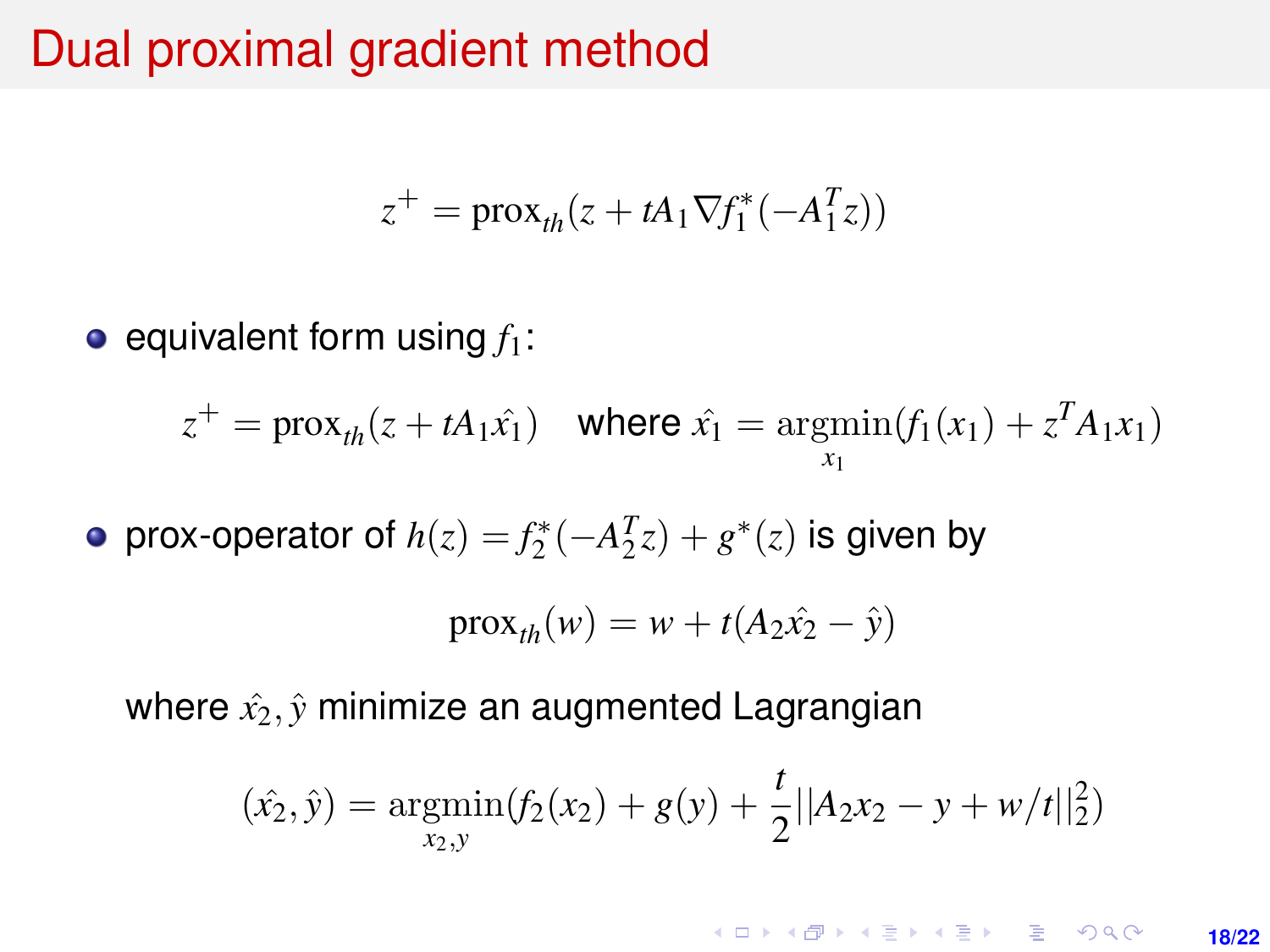# Dual proximal gradient method

$$z^+ = \mathrm{prox}_{th}(z + tA_1 \nabla f_1^*(-A_1^T z))$$

- equivalent form using $f_1$:

$$z^+ = \mathrm{prox}_{th}(z + tA_1 \hat{x_1}) \quad \text{where } \hat{x_1} = \underset{x_1}{\mathrm{argmin}}(f_1(x_1) + z^T A_1 x_1)$$

- prox-operator of $h(z) = f_2^*(-A_2^T z) + g^*(z)$ is given by

$$\mathrm{prox}_{th}(w) = w + t(A_2 \hat{x_2} - \hat{y})$$

  where $\hat{x_2}, \hat{y}$ minimize an augmented Lagrangian

$$(\hat{x_2}, \hat{y}) = \underset{x_2, y}{\mathrm{argmin}}(f_2(x_2) + g(y) + \frac{t}{2}||A_2 x_2 - y + w/t||_2^2)$$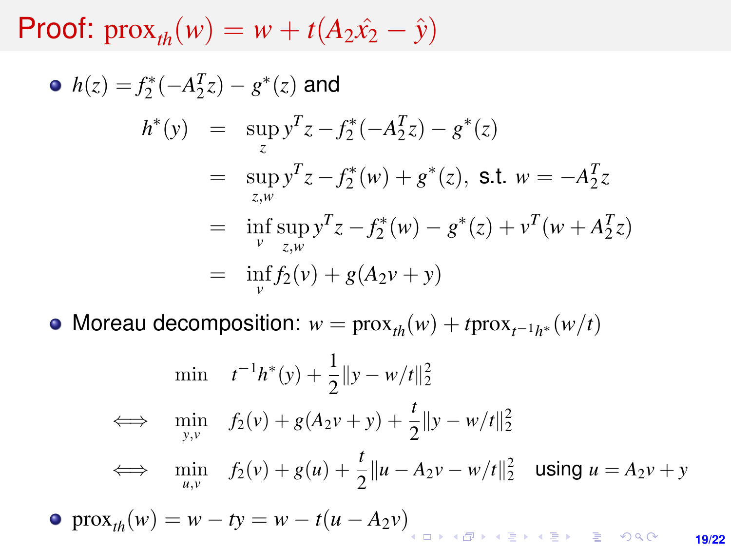# Proof: $\text{prox}_{th}(w) = w + t(A_2\hat{x}_2 - \hat{y})$

- $h(z) = f_2^*(-A_2^T z) - g^*(z)$ and

$$
\begin{aligned}
h^*(y) &= \sup_z y^T z - f_2^*(-A_2^T z) - g^*(z) \\
&= \sup_{z,w} y^T z - f_2^*(w) + g^*(z), \text{ s.t. } w = -A_2^T z \\
&= \inf_v \sup_{z,w} y^T z - f_2^*(w) - g^*(z) + v^T(w + A_2^T z) \\
&= \inf_v f_2(v) + g(A_2 v + y)
\end{aligned}
$$

- Moreau decomposition: $w = \text{prox}_{th}(w) + t\text{prox}_{t^{-1}h^*}(w/t)$

$$
\begin{aligned}
& \min \quad t^{-1}h^*(y) + \frac{1}{2}\|y - w/t\|_2^2 \\
\iff & \min_{y,v} \quad f_2(v) + g(A_2 v + y) + \frac{t}{2}\|y - w/t\|_2^2 \\
\iff & \min_{u,v} \quad f_2(v) + g(u) + \frac{t}{2}\|u - A_2 v - w/t\|_2^2 \quad \text{using } u = A_2 v + y
\end{aligned}
$$

- $\text{prox}_{th}(w) = w - ty = w - t(u - A_2 v)$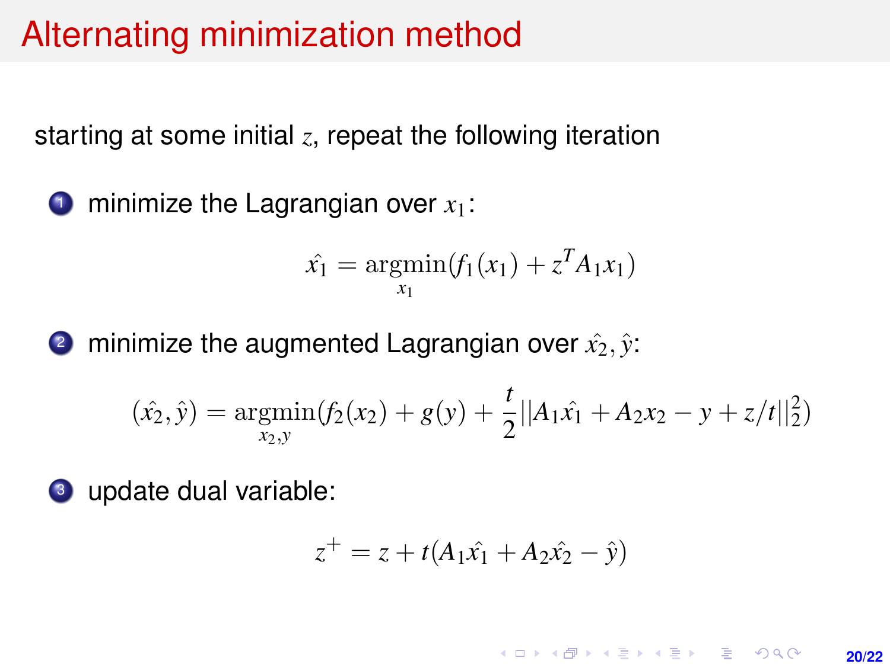# Alternating minimization method

starting at some initial $z$, repeat the following iteration

1. minimize the Lagrangian over $x_1$:

$$\hat{x_1} = \underset{x_1}{\operatorname{argmin}}(f_1(x_1) + z^T A_1 x_1)$$

2. minimize the augmented Lagrangian over $\hat{x_2}, \hat{y}$:

$$(\hat{x_2}, \hat{y}) = \underset{x_2, y}{\operatorname{argmin}}(f_2(x_2) + g(y) + \frac{t}{2}||A_1\hat{x_1} + A_2 x_2 - y + z/t||_2^2)$$

3. update dual variable:

$$z^+ = z + t(A_1\hat{x_1} + A_2\hat{x_2} - \hat{y})$$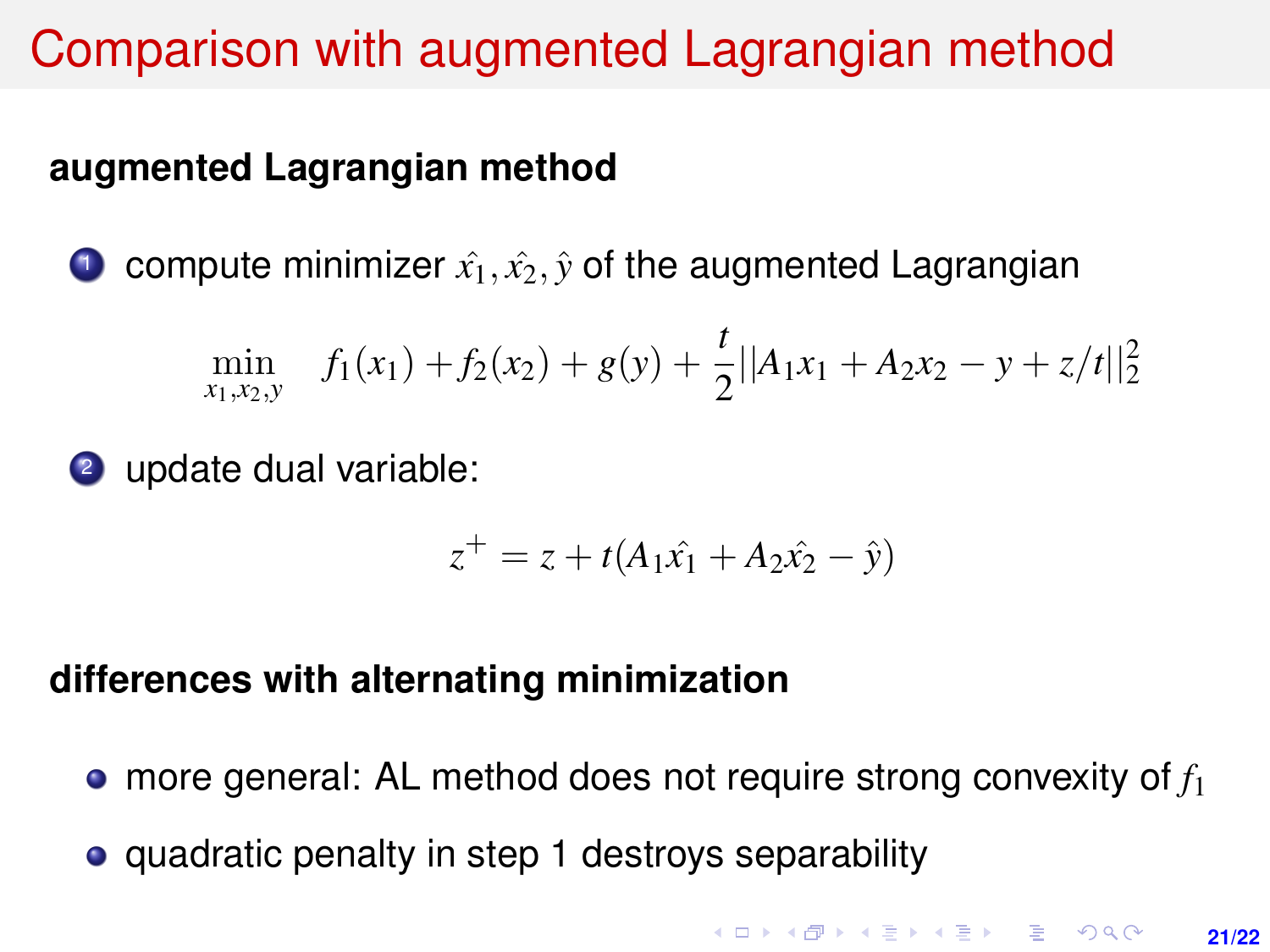# Comparison with augmented Lagrangian method

**augmented Lagrangian method**

1. compute minimizer $\hat{x_1}, \hat{x_2}, \hat{y}$ of the augmented Lagrangian

$$\min_{x_1, x_2, y} \quad f_1(x_1) + f_2(x_2) + g(y) + \frac{t}{2}||A_1 x_1 + A_2 x_2 - y + z/t||_2^2$$

2. update dual variable:

$$z^+ = z + t(A_1 \hat{x_1} + A_2 \hat{x_2} - \hat{y})$$

**differences with alternating minimization**

- more general: AL method does not require strong convexity of $f_1$
- quadratic penalty in step 1 destroys separability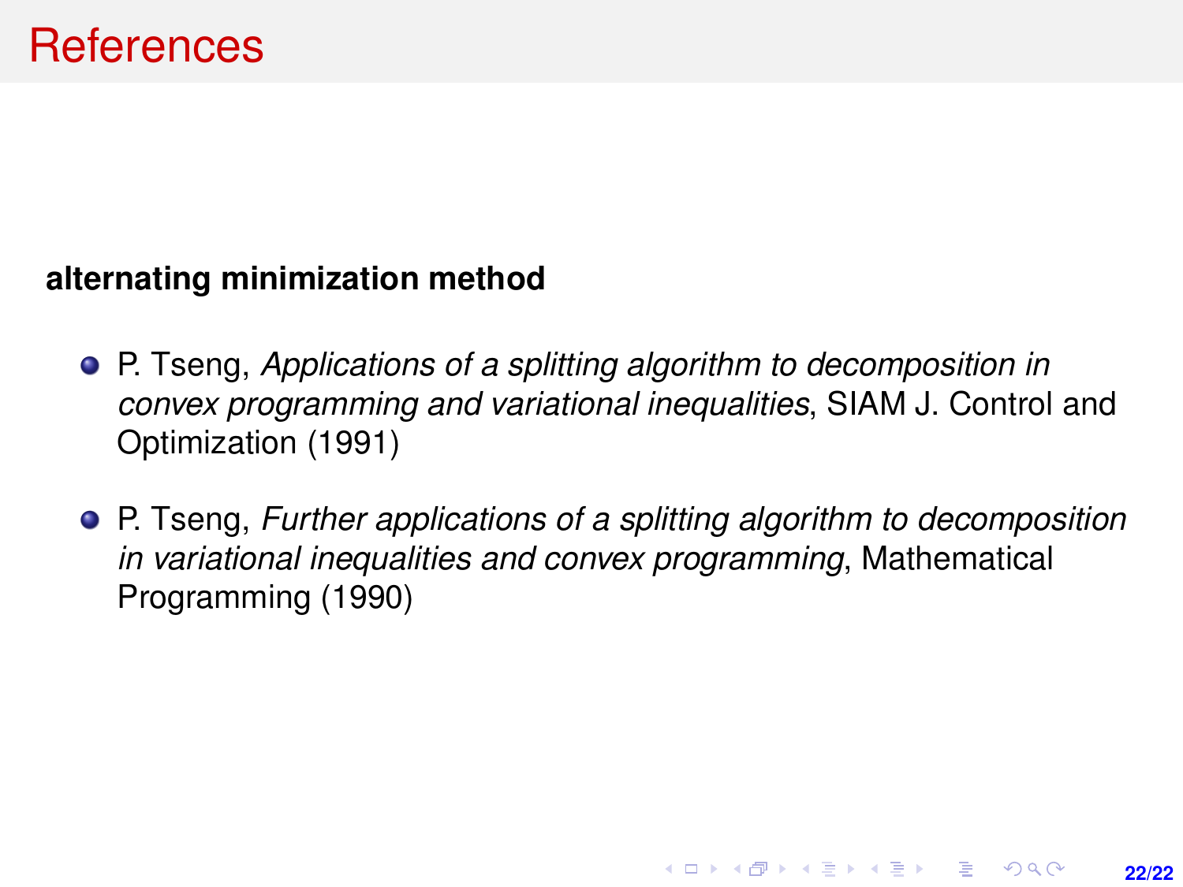# References

**alternating minimization method**

- P. Tseng, *Applications of a splitting algorithm to decomposition in convex programming and variational inequalities*, SIAM J. Control and Optimization (1991)

- P. Tseng, *Further applications of a splitting algorithm to decomposition in variational inequalities and convex programming*, Mathematical Programming (1990)